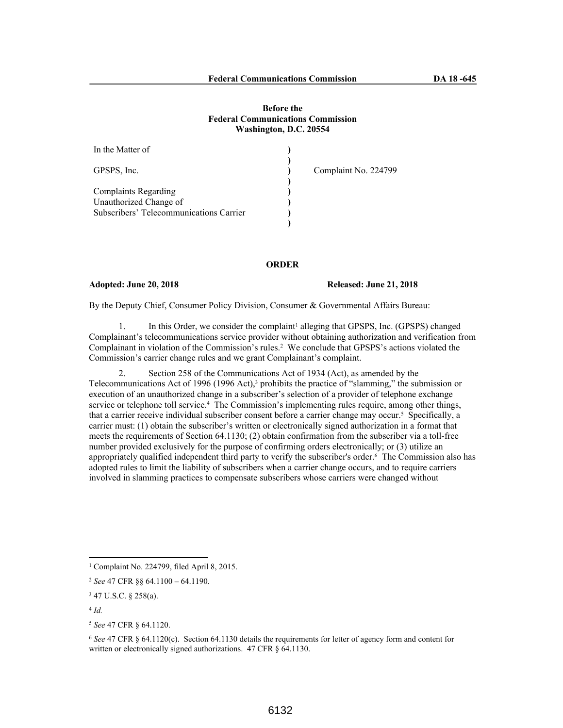**Before the**
**Federal Communications Commission**
**Washington, D.C. 20554**

| | | |
|---|---|---|
| In the Matter of | ) | |
| | ) | |
| GPSPS, Inc. | ) | Complaint No. 224799 |
| | ) | |
| Complaints Regarding | ) | |
| Unauthorized Change of | ) | |
| Subscribers' Telecommunications Carrier | ) | |
| | ) | |

## ORDER

**Adopted: June 20, 2018** **Released: June 21, 2018**

By the Deputy Chief, Consumer Policy Division, Consumer & Governmental Affairs Bureau:

1. In this Order, we consider the complaint[1] alleging that GPSPS, Inc. (GPSPS) changed Complainant's telecommunications service provider without obtaining authorization and verification from Complainant in violation of the Commission's rules.[2] We conclude that GPSPS's actions violated the Commission's carrier change rules and we grant Complainant's complaint.

2. Section 258 of the Communications Act of 1934 (Act), as amended by the Telecommunications Act of 1996 (1996 Act),[3] prohibits the practice of "slamming," the submission or execution of an unauthorized change in a subscriber's selection of a provider of telephone exchange service or telephone toll service.[4] The Commission's implementing rules require, among other things, that a carrier receive individual subscriber consent before a carrier change may occur.[5] Specifically, a carrier must: (1) obtain the subscriber's written or electronically signed authorization in a format that meets the requirements of Section 64.1130; (2) obtain confirmation from the subscriber via a toll-free number provided exclusively for the purpose of confirming orders electronically; or (3) utilize an appropriately qualified independent third party to verify the subscriber's order.[6] The Commission also has adopted rules to limit the liability of subscribers when a carrier change occurs, and to require carriers involved in slamming practices to compensate subscribers whose carriers were changed without

---

[1] Complaint No. 224799, filed April 8, 2015.

[2] *See* 47 CFR §§ 64.1100 – 64.1190.

[3] 47 U.S.C. § 258(a).

[4] *Id.*

[5] *See* 47 CFR § 64.1120.

[6] *See* 47 CFR § 64.1120(c). Section 64.1130 details the requirements for letter of agency form and content for written or electronically signed authorizations. 47 CFR § 64.1130.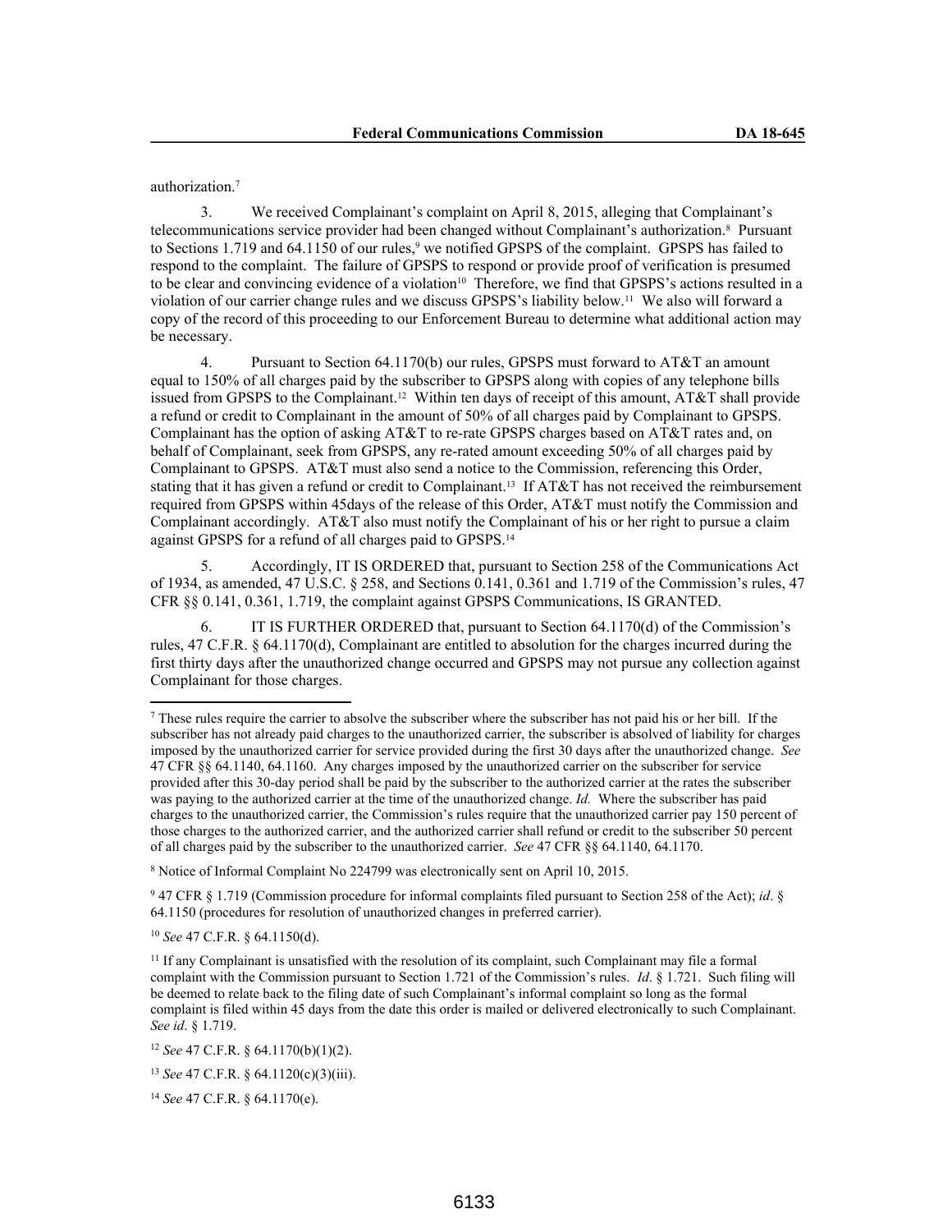authorization.[7]

3. We received Complainant's complaint on April 8, 2015, alleging that Complainant's telecommunications service provider had been changed without Complainant's authorization.[8] Pursuant to Sections 1.719 and 64.1150 of our rules,[9] we notified GPSPS of the complaint. GPSPS has failed to respond to the complaint. The failure of GPSPS to respond or provide proof of verification is presumed to be clear and convincing evidence of a violation[10] Therefore, we find that GPSPS's actions resulted in a violation of our carrier change rules and we discuss GPSPS's liability below.[11] We also will forward a copy of the record of this proceeding to our Enforcement Bureau to determine what additional action may be necessary.

4. Pursuant to Section 64.1170(b) our rules, GPSPS must forward to AT&T an amount equal to 150% of all charges paid by the subscriber to GPSPS along with copies of any telephone bills issued from GPSPS to the Complainant.[12] Within ten days of receipt of this amount, AT&T shall provide a refund or credit to Complainant in the amount of 50% of all charges paid by Complainant to GPSPS. Complainant has the option of asking AT&T to re-rate GPSPS charges based on AT&T rates and, on behalf of Complainant, seek from GPSPS, any re-rated amount exceeding 50% of all charges paid by Complainant to GPSPS. AT&T must also send a notice to the Commission, referencing this Order, stating that it has given a refund or credit to Complainant.[13] If AT&T has not received the reimbursement required from GPSPS within 45days of the release of this Order, AT&T must notify the Commission and Complainant accordingly. AT&T also must notify the Complainant of his or her right to pursue a claim against GPSPS for a refund of all charges paid to GPSPS.[14]

5. Accordingly, IT IS ORDERED that, pursuant to Section 258 of the Communications Act of 1934, as amended, 47 U.S.C. § 258, and Sections 0.141, 0.361 and 1.719 of the Commission's rules, 47 CFR §§ 0.141, 0.361, 1.719, the complaint against GPSPS Communications, IS GRANTED.

6. IT IS FURTHER ORDERED that, pursuant to Section 64.1170(d) of the Commission's rules, 47 C.F.R. § 64.1170(d), Complainant are entitled to absolution for the charges incurred during the first thirty days after the unauthorized change occurred and GPSPS may not pursue any collection against Complainant for those charges.

---

[7] These rules require the carrier to absolve the subscriber where the subscriber has not paid his or her bill. If the subscriber has not already paid charges to the unauthorized carrier, the subscriber is absolved of liability for charges imposed by the unauthorized carrier for service provided during the first 30 days after the unauthorized change. *See* 47 CFR §§ 64.1140, 64.1160. Any charges imposed by the unauthorized carrier on the subscriber for service provided after this 30-day period shall be paid by the subscriber to the authorized carrier at the rates the subscriber was paying to the authorized carrier at the time of the unauthorized change. *Id.* Where the subscriber has paid charges to the unauthorized carrier, the Commission's rules require that the unauthorized carrier pay 150 percent of those charges to the authorized carrier, and the authorized carrier shall refund or credit to the subscriber 50 percent of all charges paid by the subscriber to the unauthorized carrier. *See* 47 CFR §§ 64.1140, 64.1170.

[8] Notice of Informal Complaint No 224799 was electronically sent on April 10, 2015.

[9] 47 CFR § 1.719 (Commission procedure for informal complaints filed pursuant to Section 258 of the Act); *id*. § 64.1150 (procedures for resolution of unauthorized changes in preferred carrier).

[10] *See* 47 C.F.R. § 64.1150(d).

[11] If any Complainant is unsatisfied with the resolution of its complaint, such Complainant may file a formal complaint with the Commission pursuant to Section 1.721 of the Commission's rules. *Id*. § 1.721. Such filing will be deemed to relate back to the filing date of such Complainant's informal complaint so long as the formal complaint is filed within 45 days from the date this order is mailed or delivered electronically to such Complainant. *See id*. § 1.719.

[12] *See* 47 C.F.R. § 64.1170(b)(1)(2).

[13] *See* 47 C.F.R. § 64.1120(c)(3)(iii).

[14] *See* 47 C.F.R. § 64.1170(e).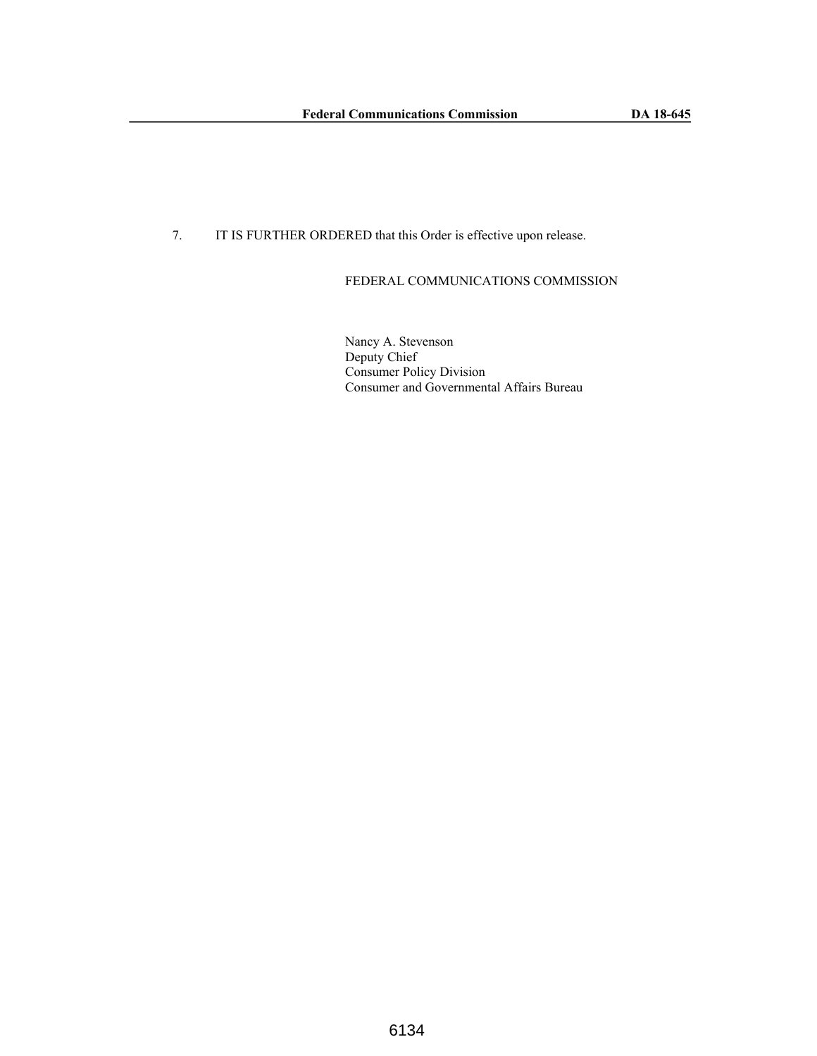7. IT IS FURTHER ORDERED that this Order is effective upon release.

FEDERAL COMMUNICATIONS COMMISSION

Nancy A. Stevenson
Deputy Chief
Consumer Policy Division
Consumer and Governmental Affairs Bureau